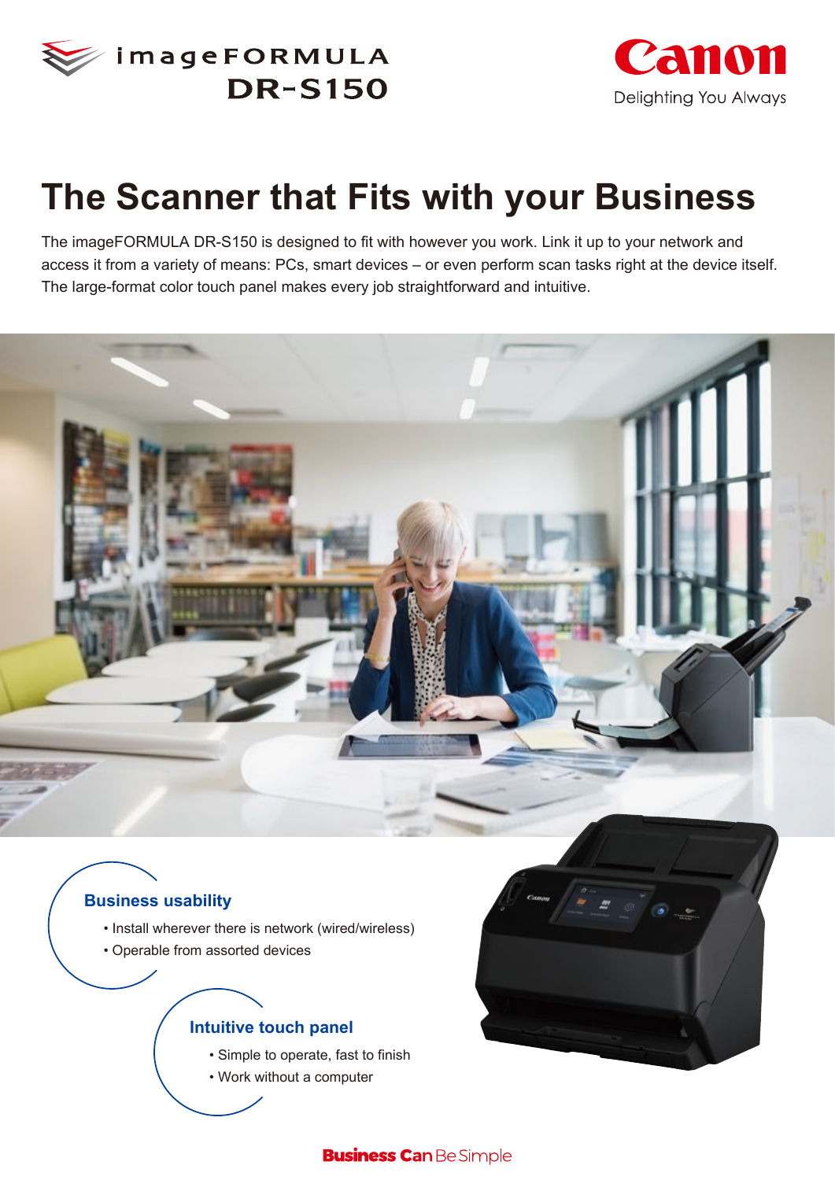imageFORMULA
DR-S150

Canon
Delighting You Always

# The Scanner that Fits with your Business

The imageFORMULA DR-S150 is designed to fit with however you work. Link it up to your network and access it from a variety of means: PCs, smart devices – or even perform scan tasks right at the device itself. The large-format color touch panel makes every job straightforward and intuitive.

### Business usability

- Install wherever there is network (wired/wireless)
- Operable from assorted devices

### Intuitive touch panel

- Simple to operate, fast to finish
- Work without a computer

**Business Can** Be Simple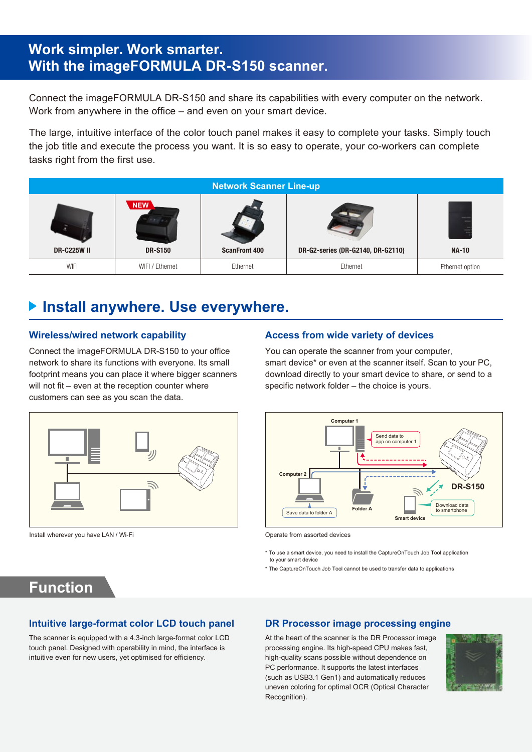# Work simpler. Work smarter.
# With the imageFORMULA DR-S150 scanner.

Connect the imageFORMULA DR-S150 and share its capabilities with every computer on the network. Work from anywhere in the office – and even on your smart device.

The large, intuitive interface of the color touch panel makes it easy to complete your tasks. Simply touch the job title and execute the process you want. It is so easy to operate, your co-workers can complete tasks right from the first use.

**Network Scanner Line-up**

| DR-C225W II | NEW DR-S150 | ScanFront 400 | DR-G2-series (DR-G2140, DR-G2110) | NA-10 |
|---|---|---|---|---|
| WIFI | WIFI / Ethernet | Ethernet | Ethernet | Ethernet option |

## Install anywhere. Use everywhere.

### Wireless/wired network capability

Connect the imageFORMULA DR-S150 to your office network to share its functions with everyone. Its small footprint means you can place it where bigger scanners will not fit – even at the reception counter where customers can see as you scan the data.

Install wherever you have LAN / Wi-Fi

### Access from wide variety of devices

You can operate the scanner from your computer, smart device* or even at the scanner itself. Scan to your PC, download directly to your smart device to share, or send to a specific network folder – the choice is yours.

Computer 1
Send data to app on computer 1
Computer 2
Save data to folder A
Folder A
Smart device
Download data to smartphone
DR-S150

Operate from assorted devices

* To use a smart device, you need to install the CaptureOnTouch Job Tool application to your smart device
* The CaptureOnTouch Job Tool cannot be used to transfer data to applications

## Function

### Intuitive large-format color LCD touch panel

The scanner is equipped with a 4.3-inch large-format color LCD touch panel. Designed with operability in mind, the interface is intuitive even for new users, yet optimised for efficiency.

### DR Processor image processing engine

At the heart of the scanner is the DR Processor image processing engine. Its high-speed CPU makes fast, high-quality scans possible without dependence on PC performance. It supports the latest interfaces (such as USB3.1 Gen1) and automatically reduces uneven coloring for optimal OCR (Optical Character Recognition).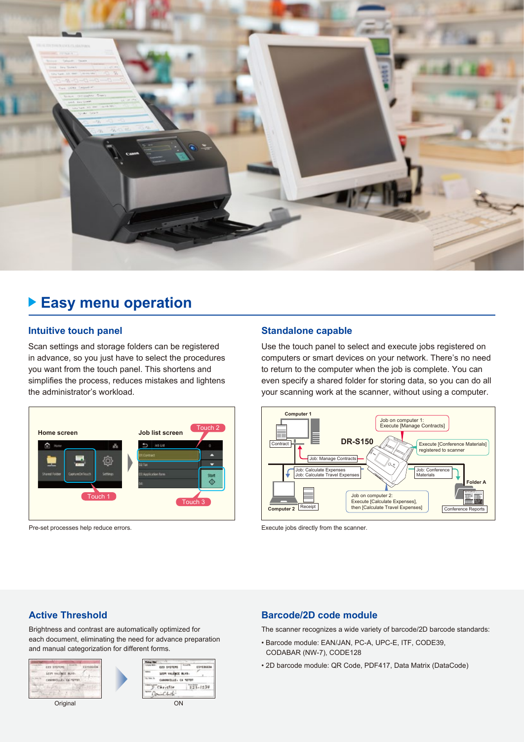## Easy menu operation

### Intuitive touch panel

Scan settings and storage folders can be registered in advance, so you just have to select the procedures you want from the touch panel. This shortens and simplifies the process, reduces mistakes and lightens the administrator's workload.

Home screen

Job list screen

Touch 1

Touch 2

Touch 3

Pre-set processes help reduce errors.

### Standalone capable

Use the touch panel to select and execute jobs registered on computers or smart devices on your network. There's no need to return to the computer when the job is complete. You can even specify a shared folder for storing data, so you can do all your scanning work at the scanner, without using a computer.

Computer 1

Contract

Job on computer 1:
Execute [Manage Contracts]

DR-S150

Execute [Conference Materials] registered to scanner

Job: Manage Contracts

Job: Calculate Expenses
Job: Calculate Travel Expenses

Job: Conference Materials

Folder A

Computer 2

Receipt

Job on computer 2:
Execute [Calculate Expenses], then [Calculate Travel Expenses]

Conference Reports

Execute jobs directly from the scanner.

### Active Threshold

Brightness and contrast are automatically optimized for each document, eliminating the need for advance preparation and manual categorization for different forms.

Original

ON

### Barcode/2D code module

The scanner recognizes a wide variety of barcode/2D barcode standards:

- Barcode module: EAN/JAN, PC-A, UPC-E, ITF, CODE39, CODABAR (NW-7), CODE128
- 2D barcode module: QR Code, PDF417, Data Matrix (DataCode)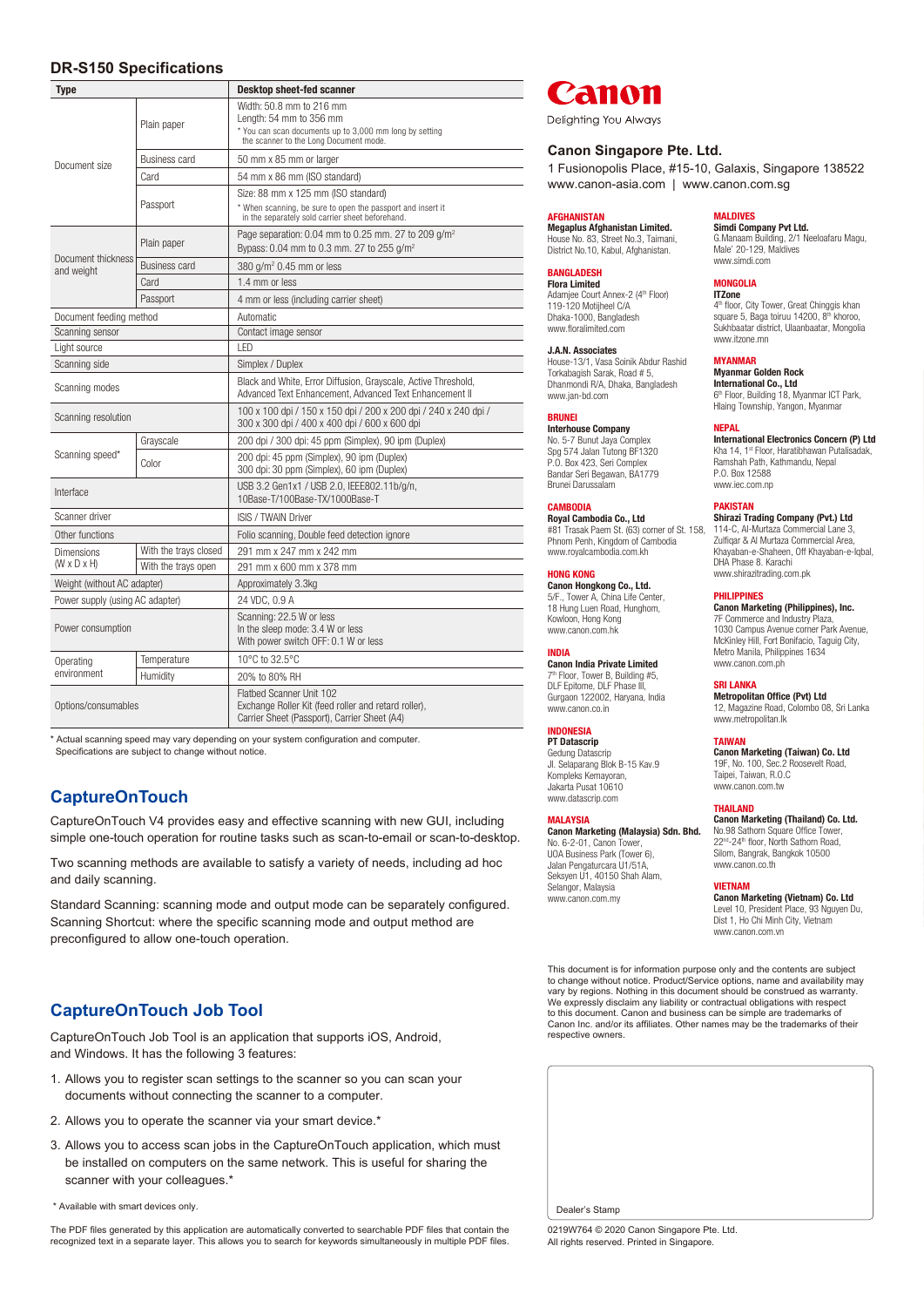## DR-S150 Specifications

| Type | | Desktop sheet-fed scanner |
|---|---|---|
| Document size | Plain paper | Width: 50.8 mm to 216 mm<br>Length: 54 mm to 356 mm<br>* You can scan documents up to 3,000 mm long by setting the scanner to the Long Document mode. |
| | Business card | 50 mm x 85 mm or larger |
| | Card | 54 mm x 86 mm (ISO standard) |
| | Passport | Size: 88 mm x 125 mm (ISO standard)<br>* When scanning, be sure to open the passport and insert it in the separately sold carrier sheet beforehand. |
| Document thickness and weight | Plain paper | Page separation: 0.04 mm to 0.25 mm. 27 to 209 g/m² <br>Bypass: 0.04 mm to 0.3 mm. 27 to 255 g/m² |
| | Business card | 380 g/m² 0.45 mm or less |
| | Card | 1.4 mm or less |
| | Passport | 4 mm or less (including carrier sheet) |
| Document feeding method | | Automatic |
| Scanning sensor | | Contact image sensor |
| Light source | | LED |
| Scanning side | | Simplex / Duplex |
| Scanning modes | | Black and White, Error Diffusion, Grayscale, Active Threshold, Advanced Text Enhancement, Advanced Text Enhancement II |
| Scanning resolution | | 100 x 100 dpi / 150 x 150 dpi / 200 x 200 dpi / 240 x 240 dpi / 300 x 300 dpi / 400 x 400 dpi / 600 x 600 dpi |
| Scanning speed* | Grayscale | 200 dpi / 300 dpi: 45 ppm (Simplex), 90 ipm (Duplex) |
| | Color | 200 dpi: 45 ppm (Simplex), 90 ipm (Duplex)<br>300 dpi: 30 ppm (Simplex), 60 ipm (Duplex) |
| Interface | | USB 3.2 Gen1x1 / USB 2.0, IEEE802.11b/g/n, 10Base-T/100Base-TX/1000Base-T |
| Scanner driver | | ISIS / TWAIN Driver |
| Other functions | | Folio scanning, Double feed detection ignore |
| Dimensions (W x D x H) | With the trays closed | 291 mm x 247 mm x 242 mm |
| | With the trays open | 291 mm x 600 mm x 378 mm |
| Weight (without AC adapter) | | Approximately 3.3kg |
| Power supply (using AC adapter) | | 24 VDC, 0.9 A |
| Power consumption | | Scanning: 22.5 W or less<br>In the sleep mode: 3.4 W or less<br>With power switch OFF: 0.1 W or less |
| Operating environment | Temperature | 10°C to 32.5°C |
| | Humidity | 20% to 80% RH |
| Options/consumables | | Flatbed Scanner Unit 102<br>Exchange Roller Kit (feed roller and retard roller),<br>Carrier Sheet (Passport), Carrier Sheet (A4) |

* Actual scanning speed may vary depending on your system configuration and computer.
Specifications are subject to change without notice.

## CaptureOnTouch

CaptureOnTouch V4 provides easy and effective scanning with new GUI, including simple one-touch operation for routine tasks such as scan-to-email or scan-to-desktop.

Two scanning methods are available to satisfy a variety of needs, including ad hoc and daily scanning.

Standard Scanning: scanning mode and output mode can be separately configured.
Scanning Shortcut: where the specific scanning mode and output method are preconfigured to allow one-touch operation.

## CaptureOnTouch Job Tool

CaptureOnTouch Job Tool is an application that supports iOS, Android, and Windows. It has the following 3 features:

1. Allows you to register scan settings to the scanner so you can scan your documents without connecting the scanner to a computer.
2. Allows you to operate the scanner via your smart device.*
3. Allows you to access scan jobs in the CaptureOnTouch application, which must be installed on computers on the same network. This is useful for sharing the scanner with your colleagues.*

* Available with smart devices only.

The PDF files generated by this application are automatically converted to searchable PDF files that contain the recognized text in a separate layer. This allows you to search for keywords simultaneously in multiple PDF files.

# Canon

Delighting You Always

### Canon Singapore Pte. Ltd.

1 Fusionopolis Place, #15-10, Galaxis, Singapore 138522
www.canon-asia.com | www.canon.com.sg

**AFGHANISTAN**
**Megaplus Afghanistan Limited.**
House No. 83, Street No.3, Taimani, District No.10, Kabul, Afghanistan.

**BANGLADESH**
**Flora Limited**
Adamjee Court Annex-2 (4th Floor)
119-120 Motijheel C/A
Dhaka-1000, Bangladesh
www.floralimited.com

**J.A.N. Associates**
House-13/1, Vasa Soinik Abdur Rashid Torkabagish Sarak, Road # 5,
Dhanmondi R/A, Dhaka, Bangladesh
www.jan-bd.com

**BRUNEI**
**Interhouse Company**
No. 5-7 Bunut Jaya Complex
Spg 574 Jalan Tutong BF1320
P.O. Box 423, Seri Complex
Bandar Seri Begawan, BA1779
Brunei Darussalam

**CAMBODIA**
**Royal Cambodia Co., Ltd**
#81 Trasak Paem St. (63) corner of St. 158,
Phnom Penh, Kingdom of Cambodia
www.royalcambodia.com.kh

**HONG KONG**
**Canon Hongkong Co., Ltd.**
5/F., Tower A, China Life Center,
18 Hung Luen Road, Hunghom,
Kowloon, Hong Kong
www.canon.com.hk

**INDIA**
**Canon India Private Limited**
7th Floor, Tower B, Building #5,
DLF Epitome, DLF Phase III,
Gurgaon 122002, Haryana, India
www.canon.co.in

**INDONESIA**
**PT Datascrip**
Gedung Datascrip
Jl. Selaparang Blok B-15 Kav.9
Kompleks Kemayoran,
Jakarta Pusat 10610
www.datascrip.com

**MALAYSIA**
**Canon Marketing (Malaysia) Sdn. Bhd.**
No. 6-2-01, Canon Tower,
UOA Business Park (Tower 6),
Jalan Pengaturcara U1/51A,
Seksyen U1, 40150 Shah Alam,
Selangor, Malaysia
www.canon.com.my

**MALDIVES**
**Simdi Company Pvt Ltd.**
G.Manaam Building, 2/1 Neeloafaru Magu,
Male' 20-129, Maldives
www.simdi.com

**MONGOLIA**
**ITZone**
4th floor, City Tower, Great Chinggis khan square 5, Baga toiruu 14200, 8th khoroo,
Sukhbaatar district, Ulaanbaatar, Mongolia
www.itzone.mn

**MYANMAR**
**Myanmar Golden Rock International Co., Ltd**
6th Floor, Building 18, Myanmar ICT Park,
Hlaing Township, Yangon, Myanmar

**NEPAL**
**International Electronics Concern (P) Ltd**
Kha 14, 1st Floor, Haratibhawan Putalisadak,
Ramshah Path, Kathmandu, Nepal
P.O. Box 12588
www.iec.com.np

**PAKISTAN**
**Shirazi Trading Company (Pvt.) Ltd**
114-C, Al-Murtaza Commercial Lane 3,
Zulfiqar & Al Murtaza Commercial Area,
Khayaban-e-Shaheen, Off Khayaban-e-Iqbal,
DHA Phase 8. Karachi
www.shirazitrading.com.pk

**PHILIPPINES**
**Canon Marketing (Philippines), Inc.**
7F Commerce and Industry Plaza,
1030 Campus Avenue corner Park Avenue,
McKinley Hill, Fort Bonifacio, Taguig City,
Metro Manila, Philippines 1634
www.canon.com.ph

**SRI LANKA**
**Metropolitan Office (Pvt) Ltd**
12, Magazine Road, Colombo 08, Sri Lanka
www.metropolitan.lk

**TAIWAN**
**Canon Marketing (Taiwan) Co. Ltd**
19F, No. 100, Sec.2 Roosevelt Road,
Taipei, Taiwan, R.O.C
www.canon.com.tw

**THAILAND**
**Canon Marketing (Thailand) Co. Ltd.**
No.98 Sathorn Square Office Tower,
22nd-24th floor, North Sathorn Road,
Silom, Bangrak, Bangkok 10500
www.canon.co.th

**VIETNAM**
**Canon Marketing (Vietnam) Co. Ltd**
Level 10, President Place, 93 Nguyen Du,
Dist 1, Ho Chi Minh City, Vietnam
www.canon.com.vn

This document is for information purpose only and the contents are subject to change without notice. Product/Service options, name and availability may vary by regions. Nothing in this document should be construed as warranty. We expressly disclaim any liability or contractual obligations with respect to this document. Canon and business can be simple are trademarks of Canon Inc. and/or its affiliates. Other names may be the trademarks of their respective owners.

Dealer's Stamp

0219W764 © 2020 Canon Singapore Pte. Ltd.
All rights reserved. Printed in Singapore.